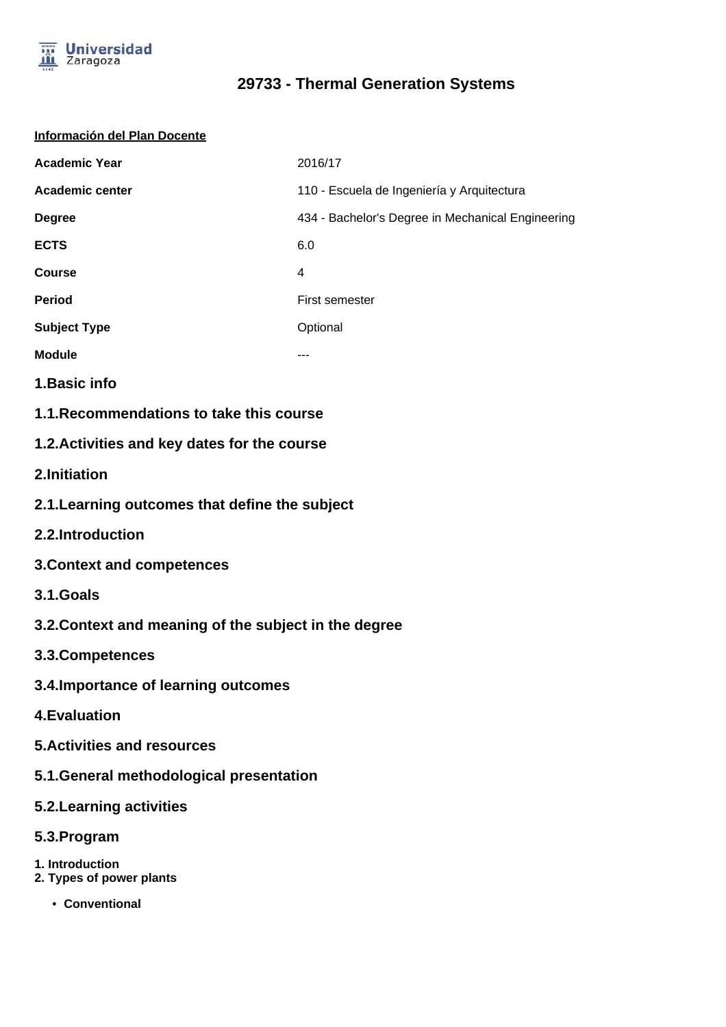# 29733 - Thermal Generation Systems

**Información del Plan Docente**

| | |
|---|---|
| **Academic Year** | 2016/17 |
| **Academic center** | 110 - Escuela de Ingeniería y Arquitectura |
| **Degree** | 434 - Bachelor's Degree in Mechanical Engineering |
| **ECTS** | 6.0 |
| **Course** | 4 |
| **Period** | First semester |
| **Subject Type** | Optional |
| **Module** | --- |

## 1.Basic info

## 1.1.Recommendations to take this course

## 1.2.Activities and key dates for the course

## 2.Initiation

## 2.1.Learning outcomes that define the subject

## 2.2.Introduction

## 3.Context and competences

## 3.1.Goals

## 3.2.Context and meaning of the subject in the degree

## 3.3.Competences

## 3.4.Importance of learning outcomes

## 4.Evaluation

## 5.Activities and resources

## 5.1.General methodological presentation

## 5.2.Learning activities

## 5.3.Program

**1. Introduction**
**2. Types of power plants**

- **Conventional**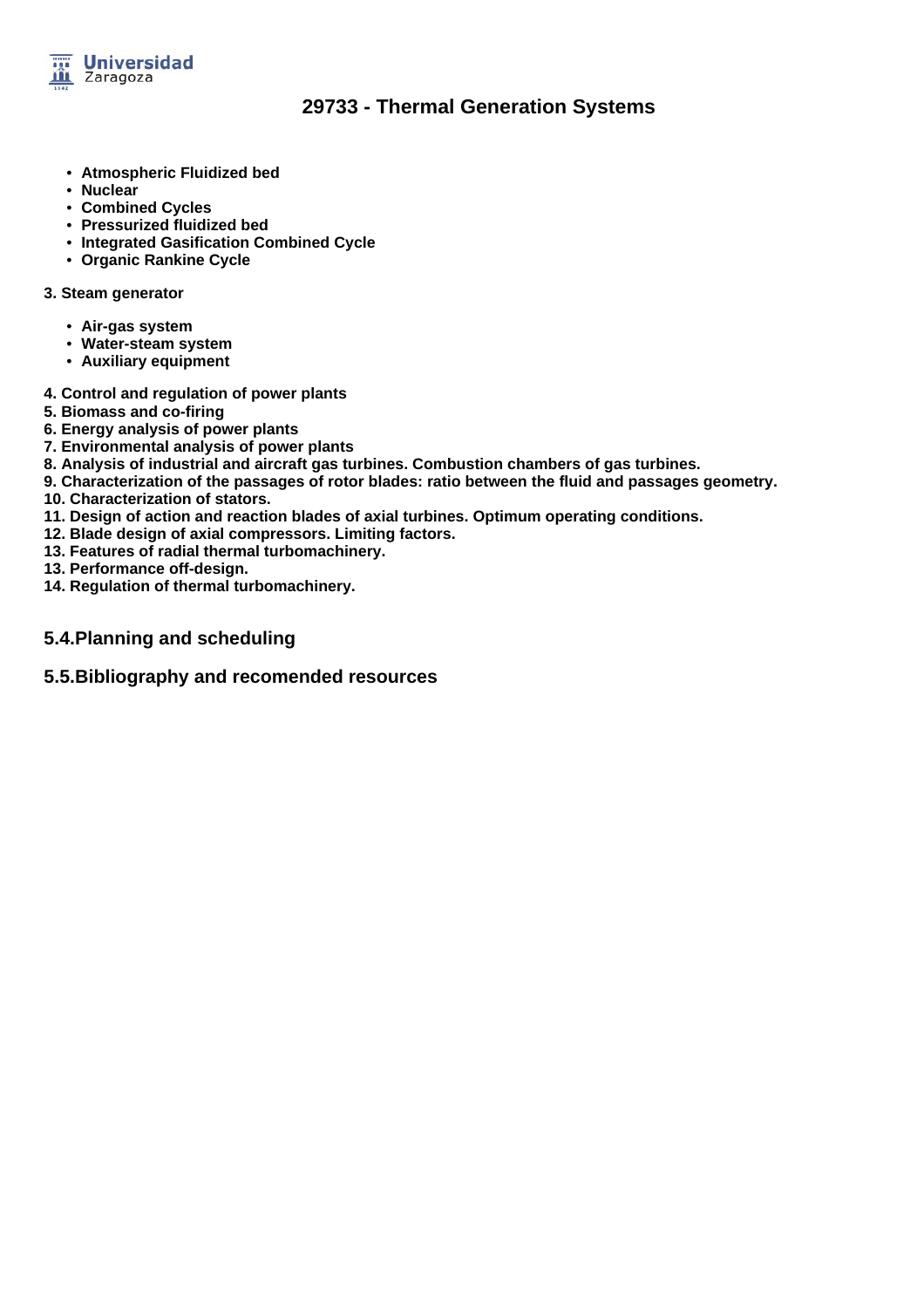- **Atmospheric Fluidized bed**
- **Nuclear**
- **Combined Cycles**
- **Pressurized fluidized bed**
- **Integrated Gasification Combined Cycle**
- **Organic Rankine Cycle**

**3. Steam generator**

- **Air-gas system**
- **Water-steam system**
- **Auxiliary equipment**

**4. Control and regulation of power plants**
**5. Biomass and co-firing**
**6. Energy analysis of power plants**
**7. Environmental analysis of power plants**
**8. Analysis of industrial and aircraft gas turbines. Combustion chambers of gas turbines.**
**9. Characterization of the passages of rotor blades: ratio between the fluid and passages geometry.**
**10. Characterization of stators.**
**11. Design of action and reaction blades of axial turbines. Optimum operating conditions.**
**12. Blade design of axial compressors. Limiting factors.**
**13. Features of radial thermal turbomachinery.**
**13. Performance off-design.**
**14. Regulation of thermal turbomachinery.**

## 5.4.Planning and scheduling

## 5.5.Bibliography and recomended resources